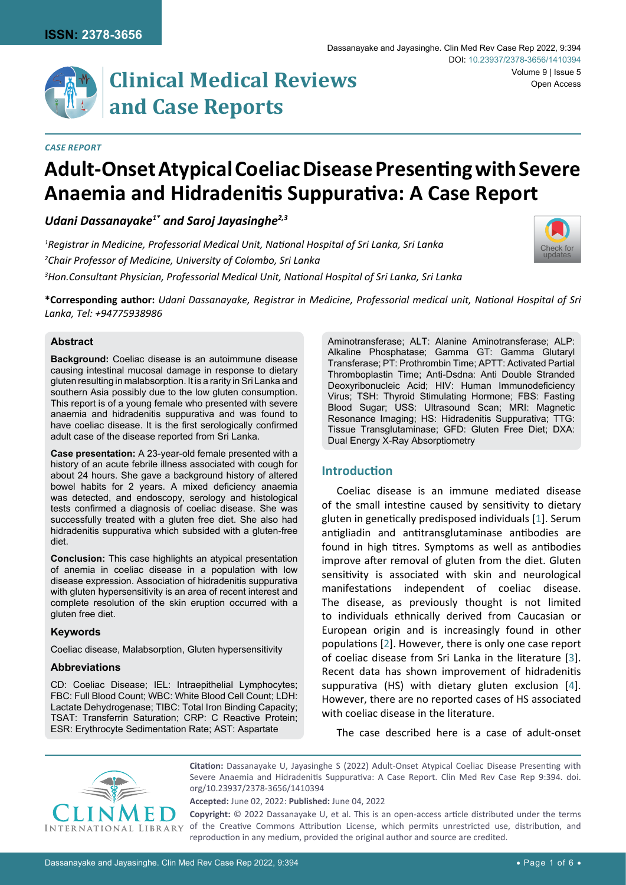CASE REPORT

# Adult-Onset Atypical Coeliac Disease Presenting with Severe Anaemia and Hidradenitis Suppurativa: A Case Report

*Udani Dassanayake[1*] and Saroj Jayasinghe[2,3]*

*[1]Registrar in Medicine, Professorial Medical Unit, National Hospital of Sri Lanka, Sri Lanka*
*[2]Chair Professor of Medicine, University of Colombo, Sri Lanka*
*[3]Hon.Consultant Physician, Professorial Medical Unit, National Hospital of Sri Lanka, Sri Lanka*

**\*Corresponding author:** *Udani Dassanayake, Registrar in Medicine, Professorial medical unit, National Hospital of Sri Lanka, Tel: +94775938986*

### Abstract

**Background:** Coeliac disease is an autoimmune disease causing intestinal mucosal damage in response to dietary gluten resulting in malabsorption. It is a rarity in Sri Lanka and southern Asia possibly due to the low gluten consumption. This report is of a young female who presented with severe anaemia and hidradenitis suppurativa and was found to have coeliac disease. It is the first serologically confirmed adult case of the disease reported from Sri Lanka.

**Case presentation:** A 23-year-old female presented with a history of an acute febrile illness associated with cough for about 24 hours. She gave a background history of altered bowel habits for 2 years. A mixed deficiency anaemia was detected, and endoscopy, serology and histological tests confirmed a diagnosis of coeliac disease. She was successfully treated with a gluten free diet. She also had hidradenitis suppurativa which subsided with a gluten-free diet.

**Conclusion:** This case highlights an atypical presentation of anemia in coeliac disease in a population with low disease expression. Association of hidradenitis suppurativa with gluten hypersensitivity is an area of recent interest and complete resolution of the skin eruption occurred with a gluten free diet.

### Keywords

Coeliac disease, Malabsorption, Gluten hypersensitivity

### Abbreviations

CD: Coeliac Disease; IEL: Intraepithelial Lymphocytes; FBC: Full Blood Count; WBC: White Blood Cell Count; LDH: Lactate Dehydrogenase; TIBC: Total Iron Binding Capacity; TSAT: Transferrin Saturation; CRP: C Reactive Protein; ESR: Erythrocyte Sedimentation Rate; AST: Aspartate Aminotransferase; ALT: Alanine Aminotransferase; ALP: Alkaline Phosphatase; Gamma GT: Gamma Glutaryl Transferase; PT: Prothrombin Time; APTT: Activated Partial Thromboplastin Time; Anti-Dsdna: Anti Double Stranded Deoxyribonucleic Acid; HIV: Human Immunodeficiency Virus; TSH: Thyroid Stimulating Hormone; FBS: Fasting Blood Sugar; USS: Ultrasound Scan; MRI: Magnetic Resonance Imaging; HS: Hidradenitis Suppurativa; TTG: Tissue Transglutaminase; GFD: Gluten Free Diet; DXA: Dual Energy X-Ray Absorptiometry

## Introduction

Coeliac disease is an immune mediated disease of the small intestine caused by sensitivity to dietary gluten in genetically predisposed individuals [1]. Serum antigliadin and antitransglutaminase antibodies are found in high titres. Symptoms as well as antibodies improve after removal of gluten from the diet. Gluten sensitivity is associated with skin and neurological manifestations independent of coeliac disease. The disease, as previously thought is not limited to individuals ethnically derived from Caucasian or European origin and is increasingly found in other populations [2]. However, there is only one case report of coeliac disease from Sri Lanka in the literature [3]. Recent data has shown improvement of hidradenitis suppurativa (HS) with dietary gluten exclusion [4]. However, there are no reported cases of HS associated with coeliac disease in the literature.

The case described here is a case of adult-onset

**Citation:** Dassanayake U, Jayasinghe S (2022) Adult-Onset Atypical Coeliac Disease Presenting with Severe Anaemia and Hidradenitis Suppurativa: A Case Report. Clin Med Rev Case Rep 9:394. doi.org/10.23937/2378-3656/1410394

**Accepted:** June 02, 2022: **Published:** June 04, 2022

**Copyright:** © 2022 Dassanayake U, et al. This is an open-access article distributed under the terms of the Creative Commons Attribution License, which permits unrestricted use, distribution, and reproduction in any medium, provided the original author and source are credited.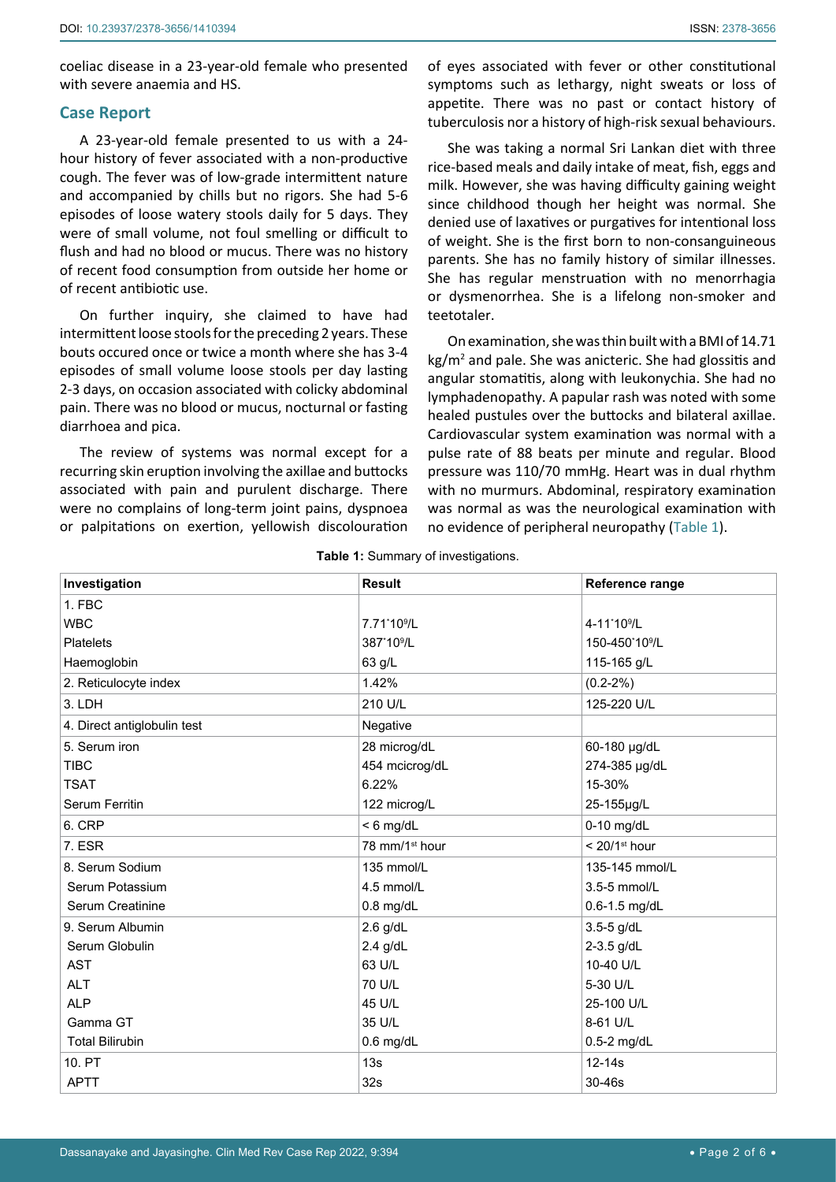coeliac disease in a 23-year-old female who presented with severe anaemia and HS.

## Case Report

A 23-year-old female presented to us with a 24-hour history of fever associated with a non-productive cough. The fever was of low-grade intermittent nature and accompanied by chills but no rigors. She had 5-6 episodes of loose watery stools daily for 5 days. They were of small volume, not foul smelling or difficult to flush and had no blood or mucus. There was no history of recent food consumption from outside her home or of recent antibiotic use.

On further inquiry, she claimed to have had intermittent loose stools for the preceding 2 years. These bouts occured once or twice a month where she has 3-4 episodes of small volume loose stools per day lasting 2-3 days, on occasion associated with colicky abdominal pain. There was no blood or mucus, nocturnal or fasting diarrhoea and pica.

The review of systems was normal except for a recurring skin eruption involving the axillae and buttocks associated with pain and purulent discharge. There were no complains of long-term joint pains, dyspnoea or palpitations on exertion, yellowish discolouration of eyes associated with fever or other constitutional symptoms such as lethargy, night sweats or loss of appetite. There was no past or contact history of tuberculosis nor a history of high-risk sexual behaviours.

She was taking a normal Sri Lankan diet with three rice-based meals and daily intake of meat, fish, eggs and milk. However, she was having difficulty gaining weight since childhood though her height was normal. She denied use of laxatives or purgatives for intentional loss of weight. She is the first born to non-consanguineous parents. She has no family history of similar illnesses. She has regular menstruation with no menorrhagia or dysmenorrhea. She is a lifelong non-smoker and teetotaler.

On examination, she was thin built with a BMI of 14.71 kg/m$^2$ and pale. She was anicteric. She had glossitis and angular stomatitis, along with leukonychia. She had no lymphadenopathy. A papular rash was noted with some healed pustules over the buttocks and bilateral axillae. Cardiovascular system examination was normal with a pulse rate of 88 beats per minute and regular. Blood pressure was 110/70 mmHg. Heart was in dual rhythm with no murmurs. Abdominal, respiratory examination was normal as was the neurological examination with no evidence of peripheral neuropathy (Table 1).

**Table 1:** Summary of investigations.

| Investigation | Result | Reference range |
|---|---|---|
| 1. FBC | | |
| WBC | $7.71 \times 10^9$/L | $4\text{-}11 \times 10^9$/L |
| Platelets | $387 \times 10^9$/L | $150\text{-}450 \times 10^9$/L |
| Haemoglobin | 63 g/L | 115-165 g/L |
| 2. Reticulocyte index | 1.42% | (0.2-2%) |
| 3. LDH | 210 U/L | 125-220 U/L |
| 4. Direct antiglobulin test | Negative | |
| 5. Serum iron | 28 microg/dL | 60-180 µg/dL |
| TIBC | 454 mcicrog/dL | 274-385 µg/dL |
| TSAT | 6.22% | 15-30% |
| Serum Ferritin | 122 microg/L | 25-155µg/L |
| 6. CRP | < 6 mg/dL | 0-10 mg/dL |
| 7. ESR | 78 mm/1st hour | < 20/1st hour |
| 8. Serum Sodium | 135 mmol/L | 135-145 mmol/L |
| Serum Potassium | 4.5 mmol/L | 3.5-5 mmol/L |
| Serum Creatinine | 0.8 mg/dL | 0.6-1.5 mg/dL |
| 9. Serum Albumin | 2.6 g/dL | 3.5-5 g/dL |
| Serum Globulin | 2.4 g/dL | 2-3.5 g/dL |
| AST | 63 U/L | 10-40 U/L |
| ALT | 70 U/L | 5-30 U/L |
| ALP | 45 U/L | 25-100 U/L |
| Gamma GT | 35 U/L | 8-61 U/L |
| Total Bilirubin | 0.6 mg/dL | 0.5-2 mg/dL |
| 10. PT | 13s | 12-14s |
| APTT | 32s | 30-46s |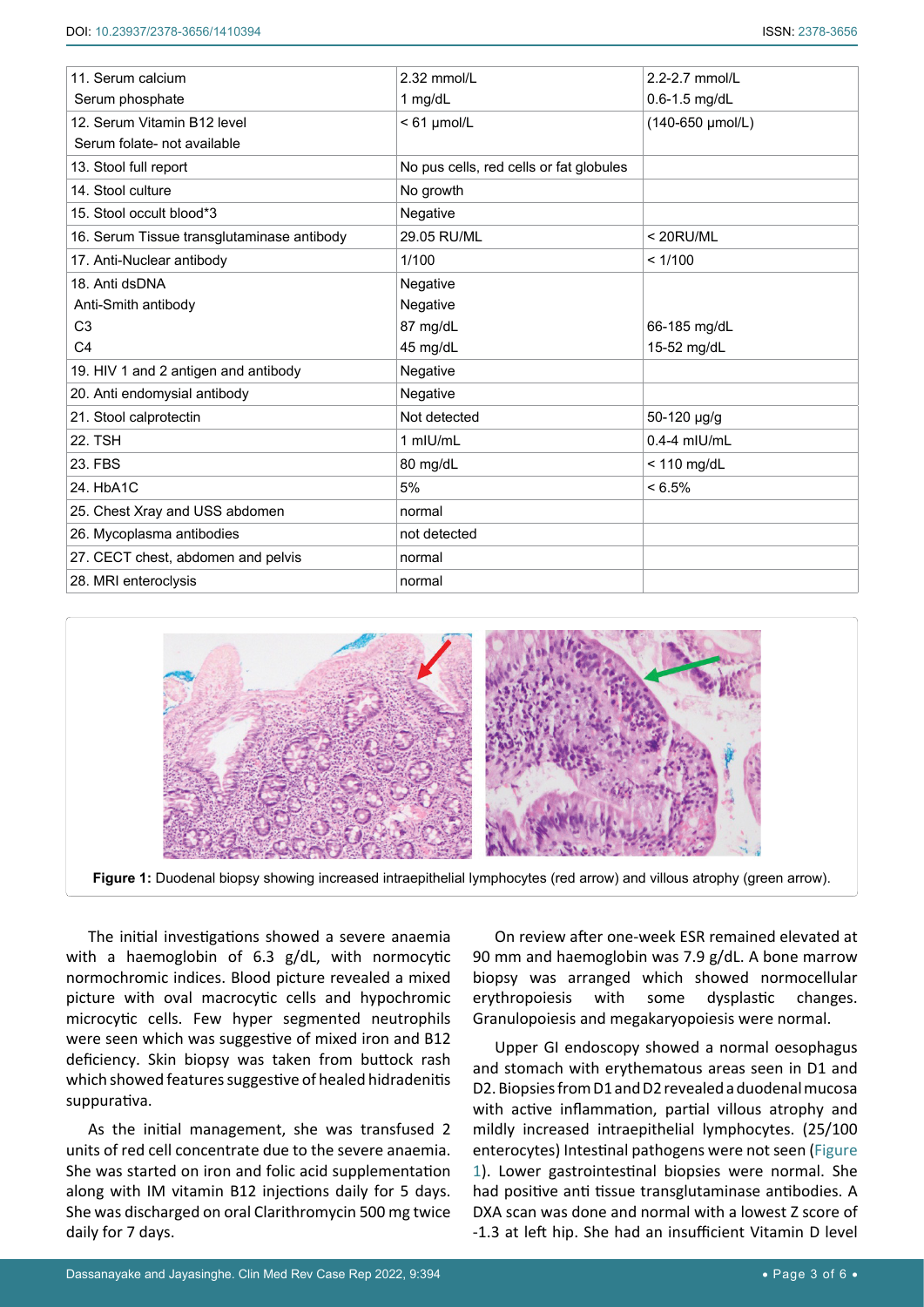| 11. Serum calcium<br>Serum phosphate | 2.32 mmol/L<br>1 mg/dL | 2.2-2.7 mmol/L<br>0.6-1.5 mg/dL |
|---|---|---|
| 12. Serum Vitamin B12 level<br>Serum folate- not available | < 61 μmol/L | (140-650 μmol/L) |
| 13. Stool full report | No pus cells, red cells or fat globules | |
| 14. Stool culture | No growth | |
| 15. Stool occult blood*3 | Negative | |
| 16. Serum Tissue transglutaminase antibody | 29.05 RU/ML | < 20RU/ML |
| 17. Anti-Nuclear antibody | 1/100 | < 1/100 |
| 18. Anti dsDNA<br>Anti-Smith antibody<br>C3<br>C4 | Negative<br>Negative<br>87 mg/dL<br>45 mg/dL | <br><br>66-185 mg/dL<br>15-52 mg/dL |
| 19. HIV 1 and 2 antigen and antibody | Negative | |
| 20. Anti endomysial antibody | Negative | |
| 21. Stool calprotectin | Not detected | 50-120 μg/g |
| 22. TSH | 1 mIU/mL | 0.4-4 mIU/mL |
| 23. FBS | 80 mg/dL | < 110 mg/dL |
| 24. HbA1C | 5% | < 6.5% |
| 25. Chest Xray and USS abdomen | normal | |
| 26. Mycoplasma antibodies | not detected | |
| 27. CECT chest, abdomen and pelvis | normal | |
| 28. MRI enteroclysis | normal | |

**Figure 1:** Duodenal biopsy showing increased intraepithelial lymphocytes (red arrow) and villous atrophy (green arrow).

The initial investigations showed a severe anaemia with a haemoglobin of 6.3 g/dL, with normocytic normochromic indices. Blood picture revealed a mixed picture with oval macrocytic cells and hypochromic microcytic cells. Few hyper segmented neutrophils were seen which was suggestive of mixed iron and B12 deficiency. Skin biopsy was taken from buttock rash which showed features suggestive of healed hidradenitis suppurativa.

As the initial management, she was transfused 2 units of red cell concentrate due to the severe anaemia. She was started on iron and folic acid supplementation along with IM vitamin B12 injections daily for 5 days. She was discharged on oral Clarithromycin 500 mg twice daily for 7 days.

On review after one-week ESR remained elevated at 90 mm and haemoglobin was 7.9 g/dL. A bone marrow biopsy was arranged which showed normocellular erythropoiesis with some dysplastic changes. Granulopoiesis and megakaryopoiesis were normal.

Upper GI endoscopy showed a normal oesophagus and stomach with erythematous areas seen in D1 and D2. Biopsies from D1 and D2 revealed a duodenal mucosa with active inflammation, partial villous atrophy and mildly increased intraepithelial lymphocytes. (25/100 enterocytes) Intestinal pathogens were not seen (Figure 1). Lower gastrointestinal biopsies were normal. She had positive anti tissue transglutaminase antibodies. A DXA scan was done and normal with a lowest Z score of -1.3 at left hip. She had an insufficient Vitamin D level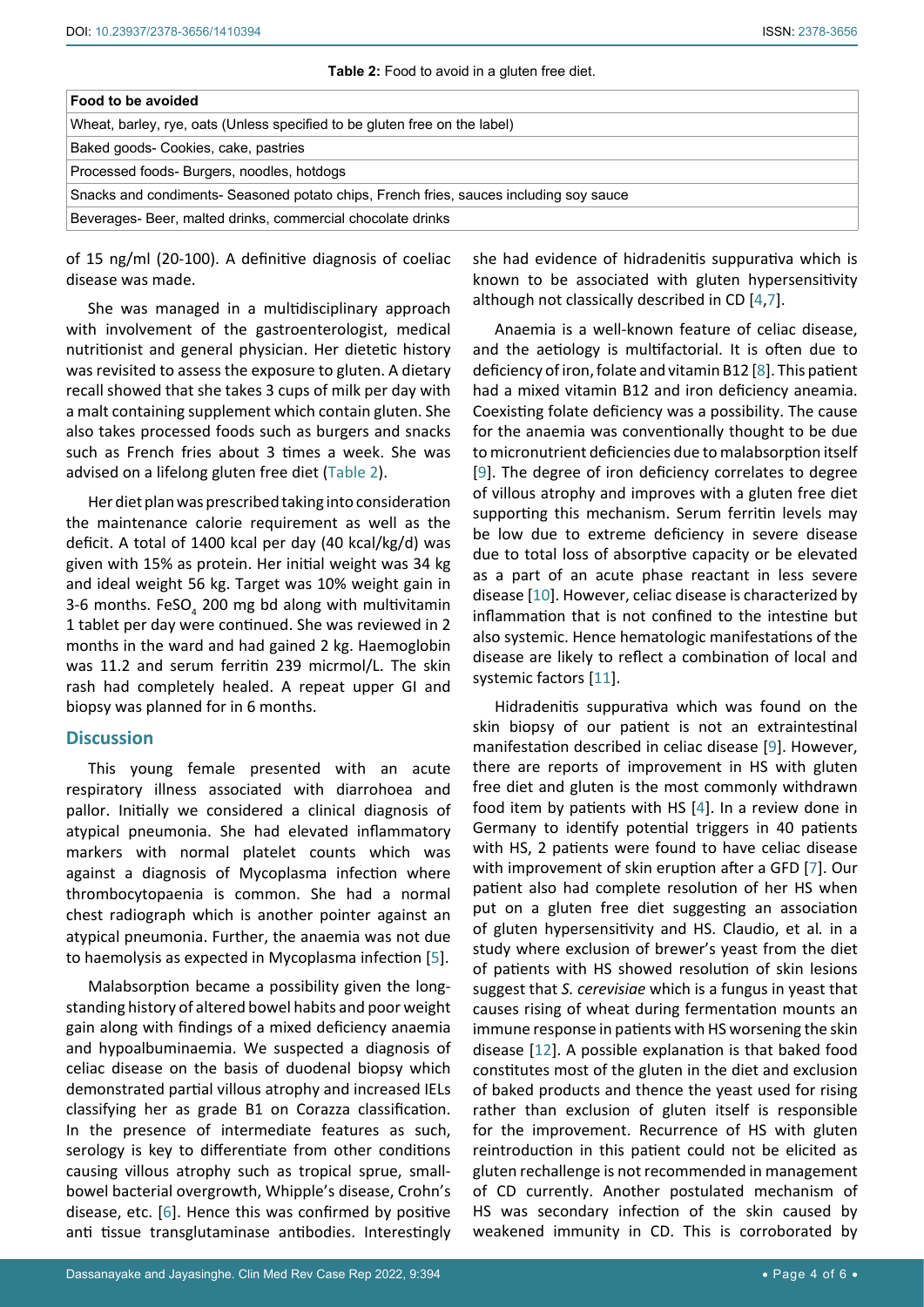**Table 2:** Food to avoid in a gluten free diet.

| Food to be avoided |
|---|
| Wheat, barley, rye, oats (Unless specified to be gluten free on the label) |
| Baked goods- Cookies, cake, pastries |
| Processed foods- Burgers, noodles, hotdogs |
| Snacks and condiments- Seasoned potato chips, French fries, sauces including soy sauce |
| Beverages- Beer, malted drinks, commercial chocolate drinks |

of 15 ng/ml (20-100). A definitive diagnosis of coeliac disease was made.

She was managed in a multidisciplinary approach with involvement of the gastroenterologist, medical nutritionist and general physician. Her dietetic history was revisited to assess the exposure to gluten. A dietary recall showed that she takes 3 cups of milk per day with a malt containing supplement which contain gluten. She also takes processed foods such as burgers and snacks such as French fries about 3 times a week. She was advised on a lifelong gluten free diet (Table 2).

Her diet plan was prescribed taking into consideration the maintenance calorie requirement as well as the deficit. A total of 1400 kcal per day (40 kcal/kg/d) was given with 15% as protein. Her initial weight was 34 kg and ideal weight 56 kg. Target was 10% weight gain in 3-6 months. $FeSO_4$ 200 mg bd along with multivitamin 1 tablet per day were continued. She was reviewed in 2 months in the ward and had gained 2 kg. Haemoglobin was 11.2 and serum ferritin 239 micrmol/L. The skin rash had completely healed. A repeat upper GI and biopsy was planned for in 6 months.

## Discussion

This young female presented with an acute respiratory illness associated with diarrhoea and pallor. Initially we considered a clinical diagnosis of atypical pneumonia. She had elevated inflammatory markers with normal platelet counts which was against a diagnosis of Mycoplasma infection where thrombocytopaenia is common. She had a normal chest radiograph which is another pointer against an atypical pneumonia. Further, the anaemia was not due to haemolysis as expected in Mycoplasma infection [5].

Malabsorption became a possibility given the long-standing history of altered bowel habits and poor weight gain along with findings of a mixed deficiency anaemia and hypoalbuminaemia. We suspected a diagnosis of celiac disease on the basis of duodenal biopsy which demonstrated partial villous atrophy and increased IELs classifying her as grade B1 on Corazza classification. In the presence of intermediate features as such, serology is key to differentiate from other conditions causing villous atrophy such as tropical sprue, small-bowel bacterial overgrowth, Whipple's disease, Crohn's disease, etc. [6]. Hence this was confirmed by positive anti tissue transglutaminase antibodies. Interestingly she had evidence of hidradenitis suppurativa which is known to be associated with gluten hypersensitivity although not classically described in CD [4,7].

Anaemia is a well-known feature of celiac disease, and the aetiology is multifactorial. It is often due to deficiency of iron, folate and vitamin B12 [8]. This patient had a mixed vitamin B12 and iron deficiency aneamia. Coexisting folate deficiency was a possibility. The cause for the anaemia was conventionally thought to be due to micronutrient deficiencies due to malabsorption itself [9]. The degree of iron deficiency correlates to degree of villous atrophy and improves with a gluten free diet supporting this mechanism. Serum ferritin levels may be low due to extreme deficiency in severe disease due to total loss of absorptive capacity or be elevated as a part of an acute phase reactant in less severe disease [10]. However, celiac disease is characterized by inflammation that is not confined to the intestine but also systemic. Hence hematologic manifestations of the disease are likely to reflect a combination of local and systemic factors [11].

Hidradenitis suppurativa which was found on the skin biopsy of our patient is not an extraintestinal manifestation described in celiac disease [9]. However, there are reports of improvement in HS with gluten free diet and gluten is the most commonly withdrawn food item by patients with HS [4]. In a review done in Germany to identify potential triggers in 40 patients with HS, 2 patients were found to have celiac disease with improvement of skin eruption after a GFD [7]. Our patient also had complete resolution of her HS when put on a gluten free diet suggesting an association of gluten hypersensitivity and HS. Claudio, et al. in a study where exclusion of brewer's yeast from the diet of patients with HS showed resolution of skin lesions suggest that *S. cerevisiae* which is a fungus in yeast that causes rising of wheat during fermentation mounts an immune response in patients with HS worsening the skin disease [12]. A possible explanation is that baked food constitutes most of the gluten in the diet and exclusion of baked products and thence the yeast used for rising rather than exclusion of gluten itself is responsible for the improvement. Recurrence of HS with gluten reintroduction in this patient could not be elicited as gluten rechallenge is not recommended in management of CD currently. Another postulated mechanism of HS was secondary infection of the skin caused by weakened immunity in CD. This is corroborated by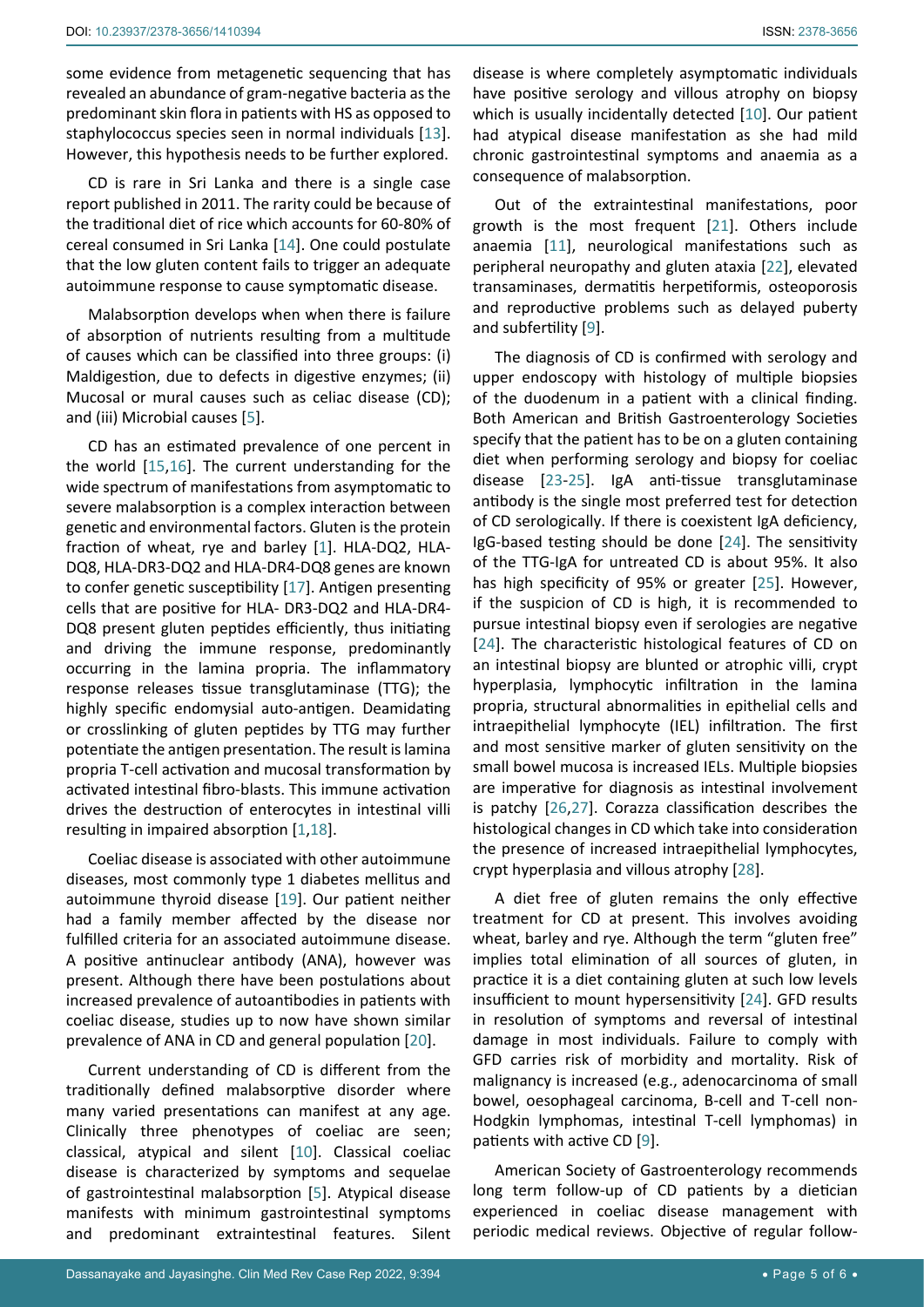some evidence from metagenetic sequencing that has revealed an abundance of gram-negative bacteria as the predominant skin flora in patients with HS as opposed to staphylococcus species seen in normal individuals [13]. However, this hypothesis needs to be further explored.

CD is rare in Sri Lanka and there is a single case report published in 2011. The rarity could be because of the traditional diet of rice which accounts for 60-80% of cereal consumed in Sri Lanka [14]. One could postulate that the low gluten content fails to trigger an adequate autoimmune response to cause symptomatic disease.

Malabsorption develops when when there is failure of absorption of nutrients resulting from a multitude of causes which can be classified into three groups: (i) Maldigestion, due to defects in digestive enzymes; (ii) Mucosal or mural causes such as celiac disease (CD); and (iii) Microbial causes [5].

CD has an estimated prevalence of one percent in the world [15,16]. The current understanding for the wide spectrum of manifestations from asymptomatic to severe malabsorption is a complex interaction between genetic and environmental factors. Gluten is the protein fraction of wheat, rye and barley [1]. HLA-DQ2, HLA-DQ8, HLA-DR3-DQ2 and HLA-DR4-DQ8 genes are known to confer genetic susceptibility [17]. Antigen presenting cells that are positive for HLA- DR3-DQ2 and HLA-DR4-DQ8 present gluten peptides efficiently, thus initiating and driving the immune response, predominantly occurring in the lamina propria. The inflammatory response releases tissue transglutaminase (TTG); the highly specific endomysial auto-antigen. Deamidating or crosslinking of gluten peptides by TTG may further potentiate the antigen presentation. The result is lamina propria T-cell activation and mucosal transformation by activated intestinal fibro-blasts. This immune activation drives the destruction of enterocytes in intestinal villi resulting in impaired absorption [1,18].

Coeliac disease is associated with other autoimmune diseases, most commonly type 1 diabetes mellitus and autoimmune thyroid disease [19]. Our patient neither had a family member affected by the disease nor fulfilled criteria for an associated autoimmune disease. A positive antinuclear antibody (ANA), however was present. Although there have been postulations about increased prevalence of autoantibodies in patients with coeliac disease, studies up to now have shown similar prevalence of ANA in CD and general population [20].

Current understanding of CD is different from the traditionally defined malabsorptive disorder where many varied presentations can manifest at any age. Clinically three phenotypes of coeliac are seen; classical, atypical and silent [10]. Classical coeliac disease is characterized by symptoms and sequelae of gastrointestinal malabsorption [5]. Atypical disease manifests with minimum gastrointestinal symptoms and predominant extraintestinal features. Silent disease is where completely asymptomatic individuals have positive serology and villous atrophy on biopsy which is usually incidentally detected [10]. Our patient had atypical disease manifestation as she had mild chronic gastrointestinal symptoms and anaemia as a consequence of malabsorption.

Out of the extraintestinal manifestations, poor growth is the most frequent [21]. Others include anaemia [11], neurological manifestations such as peripheral neuropathy and gluten ataxia [22], elevated transaminases, dermatitis herpetiformis, osteoporosis and reproductive problems such as delayed puberty and subfertility [9].

The diagnosis of CD is confirmed with serology and upper endoscopy with histology of multiple biopsies of the duodenum in a patient with a clinical finding. Both American and British Gastroenterology Societies specify that the patient has to be on a gluten containing diet when performing serology and biopsy for coeliac disease [23-25]. IgA anti-tissue transglutaminase antibody is the single most preferred test for detection of CD serologically. If there is coexistent IgA deficiency, IgG-based testing should be done [24]. The sensitivity of the TTG-IgA for untreated CD is about 95%. It also has high specificity of 95% or greater [25]. However, if the suspicion of CD is high, it is recommended to pursue intestinal biopsy even if serologies are negative [24]. The characteristic histological features of CD on an intestinal biopsy are blunted or atrophic villi, crypt hyperplasia, lymphocytic infiltration in the lamina propria, structural abnormalities in epithelial cells and intraepithelial lymphocyte (IEL) infiltration. The first and most sensitive marker of gluten sensitivity on the small bowel mucosa is increased IELs. Multiple biopsies are imperative for diagnosis as intestinal involvement is patchy [26,27]. Corazza classification describes the histological changes in CD which take into consideration the presence of increased intraepithelial lymphocytes, crypt hyperplasia and villous atrophy [28].

A diet free of gluten remains the only effective treatment for CD at present. This involves avoiding wheat, barley and rye. Although the term "gluten free" implies total elimination of all sources of gluten, in practice it is a diet containing gluten at such low levels insufficient to mount hypersensitivity [24]. GFD results in resolution of symptoms and reversal of intestinal damage in most individuals. Failure to comply with GFD carries risk of morbidity and mortality. Risk of malignancy is increased (e.g., adenocarcinoma of small bowel, oesophageal carcinoma, B-cell and T-cell non-Hodgkin lymphomas, intestinal T-cell lymphomas) in patients with active CD [9].

American Society of Gastroenterology recommends long term follow-up of CD patients by a dietician experienced in coeliac disease management with periodic medical reviews. Objective of regular follow-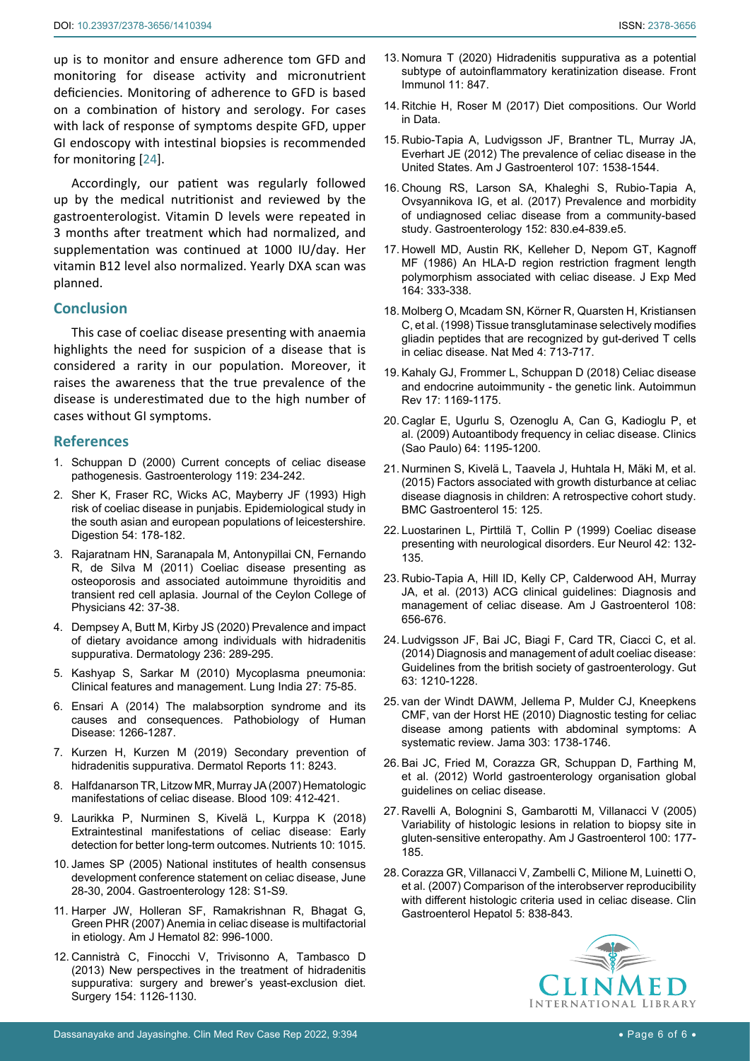up is to monitor and ensure adherence tom GFD and monitoring for disease activity and micronutrient deficiencies. Monitoring of adherence to GFD is based on a combination of history and serology. For cases with lack of response of symptoms despite GFD, upper GI endoscopy with intestinal biopsies is recommended for monitoring [24].

Accordingly, our patient was regularly followed up by the medical nutritionist and reviewed by the gastroenterologist. Vitamin D levels were repeated in 3 months after treatment which had normalized, and supplementation was continued at 1000 IU/day. Her vitamin B12 level also normalized. Yearly DXA scan was planned.

## Conclusion

This case of coeliac disease presenting with anaemia highlights the need for suspicion of a disease that is considered a rarity in our population. Moreover, it raises the awareness that the true prevalence of the disease is underestimated due to the high number of cases without GI symptoms.

## References

1. Schuppan D (2000) Current concepts of celiac disease pathogenesis. Gastroenterology 119: 234-242.
2. Sher K, Fraser RC, Wicks AC, Mayberry JF (1993) High risk of coeliac disease in punjabis. Epidemiological study in the south asian and european populations of leicestershire. Digestion 54: 178-182.
3. Rajaratnam HN, Saranapala M, Antonypillai CN, Fernando R, de Silva M (2011) Coeliac disease presenting as osteoporosis and associated autoimmune thyroiditis and transient red cell aplasia. Journal of the Ceylon College of Physicians 42: 37-38.
4. Dempsey A, Butt M, Kirby JS (2020) Prevalence and impact of dietary avoidance among individuals with hidradenitis suppurativa. Dermatology 236: 289-295.
5. Kashyap S, Sarkar M (2010) Mycoplasma pneumonia: Clinical features and management. Lung India 27: 75-85.
6. Ensari A (2014) The malabsorption syndrome and its causes and consequences. Pathobiology of Human Disease: 1266-1287.
7. Kurzen H, Kurzen M (2019) Secondary prevention of hidradenitis suppurativa. Dermatol Reports 11: 8243.
8. Halfdanarson TR, Litzow MR, Murray JA (2007) Hematologic manifestations of celiac disease. Blood 109: 412-421.
9. Laurikka P, Nurminen S, Kivelä L, Kurppa K (2018) Extraintestinal manifestations of celiac disease: Early detection for better long-term outcomes. Nutrients 10: 1015.
10. James SP (2005) National institutes of health consensus development conference statement on celiac disease, June 28-30, 2004. Gastroenterology 128: S1-S9.
11. Harper JW, Holleran SF, Ramakrishnan R, Bhagat G, Green PHR (2007) Anemia in celiac disease is multifactorial in etiology. Am J Hematol 82: 996-1000.
12. Cannistrà C, Finocchi V, Trivisonno A, Tambasco D (2013) New perspectives in the treatment of hidradenitis suppurativa: surgery and brewer's yeast-exclusion diet. Surgery 154: 1126-1130.
13. Nomura T (2020) Hidradenitis suppurativa as a potential subtype of autoinflammatory keratinization disease. Front Immunol 11: 847.
14. Ritchie H, Roser M (2017) Diet compositions. Our World in Data.
15. Rubio-Tapia A, Ludvigsson JF, Brantner TL, Murray JA, Everhart JE (2012) The prevalence of celiac disease in the United States. Am J Gastroenterol 107: 1538-1544.
16. Choung RS, Larson SA, Khaleghi S, Rubio-Tapia A, Ovsyannikova IG, et al. (2017) Prevalence and morbidity of undiagnosed celiac disease from a community-based study. Gastroenterology 152: 830.e4-839.e5.
17. Howell MD, Austin RK, Kelleher D, Nepom GT, Kagnoff MF (1986) An HLA-D region restriction fragment length polymorphism associated with celiac disease. J Exp Med 164: 333-338.
18. Molberg O, Mcadam SN, Körner R, Quarsten H, Kristiansen C, et al. (1998) Tissue transglutaminase selectively modifies gliadin peptides that are recognized by gut-derived T cells in celiac disease. Nat Med 4: 713-717.
19. Kahaly GJ, Frommer L, Schuppan D (2018) Celiac disease and endocrine autoimmunity - the genetic link. Autoimmun Rev 17: 1169-1175.
20. Caglar E, Ugurlu S, Ozenoglu A, Can G, Kadioglu P, et al. (2009) Autoantibody frequency in celiac disease. Clinics (Sao Paulo) 64: 1195-1200.
21. Nurminen S, Kivelä L, Taavela J, Huhtala H, Mäki M, et al. (2015) Factors associated with growth disturbance at celiac disease diagnosis in children: A retrospective cohort study. BMC Gastroenterol 15: 125.
22. Luostarinen L, Pirttilä T, Collin P (1999) Coeliac disease presenting with neurological disorders. Eur Neurol 42: 132-135.
23. Rubio-Tapia A, Hill ID, Kelly CP, Calderwood AH, Murray JA, et al. (2013) ACG clinical guidelines: Diagnosis and management of celiac disease. Am J Gastroenterol 108: 656-676.
24. Ludvigsson JF, Bai JC, Biagi F, Card TR, Ciacci C, et al. (2014) Diagnosis and management of adult coeliac disease: Guidelines from the british society of gastroenterology. Gut 63: 1210-1228.
25. van der Windt DAWM, Jellema P, Mulder CJ, Kneepkens CMF, van der Horst HE (2010) Diagnostic testing for celiac disease among patients with abdominal symptoms: A systematic review. Jama 303: 1738-1746.
26. Bai JC, Fried M, Corazza GR, Schuppan D, Farthing M, et al. (2012) World gastroenterology organisation global guidelines on celiac disease.
27. Ravelli A, Bolognini S, Gambarotti M, Villanacci V (2005) Variability of histologic lesions in relation to biopsy site in gluten-sensitive enteropathy. Am J Gastroenterol 100: 177-185.
28. Corazza GR, Villanacci V, Zambelli C, Milione M, Luinetti O, et al. (2007) Comparison of the interobserver reproducibility with different histologic criteria used in celiac disease. Clin Gastroenterol Hepatol 5: 838-843.